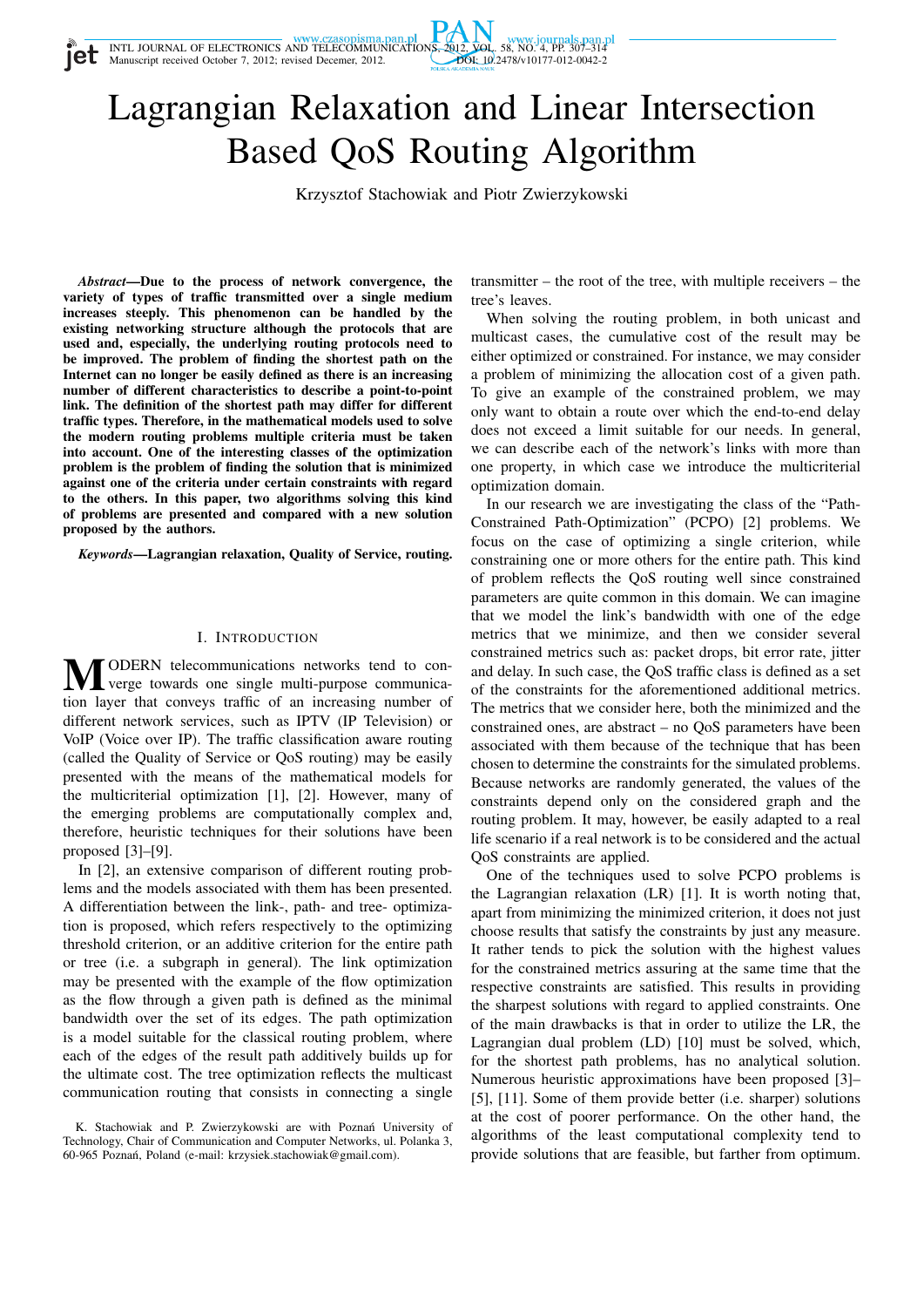# Lagrangian Relaxation and Linear Intersection Based QoS Routing Algorithm

Krzysztof Stachowiak and Piotr Zwierzykowski

***Abstract*—Due to the process of network convergence, the variety of types of traffic transmitted over a single medium increases steeply. This phenomenon can be handled by the existing networking structure although the protocols that are used and, especially, the underlying routing protocols need to be improved. The problem of finding the shortest path on the Internet can no longer be easily defined as there is an increasing number of different characteristics to describe a point-to-point link. The definition of the shortest path may differ for different traffic types. Therefore, in the mathematical models used to solve the modern routing problems multiple criteria must be taken into account. One of the interesting classes of the optimization problem is the problem of finding the solution that is minimized against one of the criteria under certain constraints with regard to the others. In this paper, two algorithms solving this kind of problems are presented and compared with a new solution proposed by the authors.**

***Keywords*—Lagrangian relaxation, Quality of Service, routing.**

## I. Introduction

Modern telecommunications networks tend to converge towards one single multi-purpose communication layer that conveys traffic of an increasing number of different network services, such as IPTV (IP Television) or VoIP (Voice over IP). The traffic classification aware routing (called the Quality of Service or QoS routing) may be easily presented with the means of the mathematical models for the multicriterial optimization [1], [2]. However, many of the emerging problems are computationally complex and, therefore, heuristic techniques for their solutions have been proposed [3]–[9].

In [2], an extensive comparison of different routing problems and the models associated with them has been presented. A differentiation between the link-, path- and tree- optimization is proposed, which refers respectively to the optimizing threshold criterion, or an additive criterion for the entire path or tree (i.e. a subgraph in general). The link optimization may be presented with the example of the flow optimization as the flow through a given path is defined as the minimal bandwidth over the set of its edges. The path optimization is a model suitable for the classical routing problem, where each of the edges of the result path additively builds up for the ultimate cost. The tree optimization reflects the multicast communication routing that consists in connecting a single transmitter – the root of the tree, with multiple receivers – the tree's leaves.

When solving the routing problem, in both unicast and multicast cases, the cumulative cost of the result may be either optimized or constrained. For instance, we may consider a problem of minimizing the allocation cost of a given path. To give an example of the constrained problem, we may only want to obtain a route over which the end-to-end delay does not exceed a limit suitable for our needs. In general, we can describe each of the network's links with more than one property, in which case we introduce the multicriterial optimization domain.

In our research we are investigating the class of the "Path-Constrained Path-Optimization" (PCPO) [2] problems. We focus on the case of optimizing a single criterion, while constraining one or more others for the entire path. This kind of problem reflects the QoS routing well since constrained parameters are quite common in this domain. We can imagine that we model the link's bandwidth with one of the edge metrics that we minimize, and then we consider several constrained metrics such as: packet drops, bit error rate, jitter and delay. In such case, the QoS traffic class is defined as a set of the constraints for the aforementioned additional metrics. The metrics that we consider here, both the minimized and the constrained ones, are abstract – no QoS parameters have been associated with them because of the technique that has been chosen to determine the constraints for the simulated problems. Because networks are randomly generated, the values of the constraints depend only on the considered graph and the routing problem. It may, however, be easily adapted to a real life scenario if a real network is to be considered and the actual QoS constraints are applied.

One of the techniques used to solve PCPO problems is the Lagrangian relaxation (LR) [1]. It is worth noting that, apart from minimizing the minimized criterion, it does not just choose results that satisfy the constraints by just any measure. It rather tends to pick the solution with the highest values for the constrained metrics assuring at the same time that the respective constraints are satisfied. This results in providing the sharpest solutions with regard to applied constraints. One of the main drawbacks is that in order to utilize the LR, the Lagrangian dual problem (LD) [10] must be solved, which, for the shortest path problems, has no analytical solution. Numerous heuristic approximations have been proposed [3]–[5], [11]. Some of them provide better (i.e. sharper) solutions at the cost of poorer performance. On the other hand, the algorithms of the least computational complexity tend to provide solutions that are feasible, but farther from optimum.

K. Stachowiak and P. Zwierzykowski are with Poznań University of Technology, Chair of Communication and Computer Networks, ul. Polanka 3, 60-965 Poznań, Poland (e-mail: krzysiek.stachowiak@gmail.com).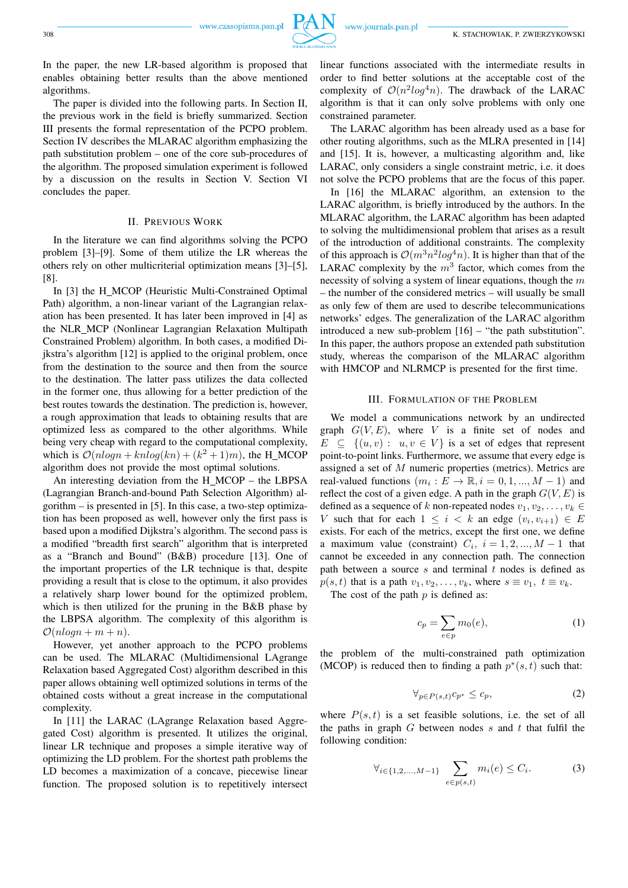In the paper, the new LR-based algorithm is proposed that enables obtaining better results than the above mentioned algorithms.

The paper is divided into the following parts. In Section II, the previous work in the field is briefly summarized. Section III presents the formal representation of the PCPO problem. Section IV describes the MLARAC algorithm emphasizing the path substitution problem – one of the core sub-procedures of the algorithm. The proposed simulation experiment is followed by a discussion on the results in Section V. Section VI concludes the paper.

## II. Previous Work

In the literature we can find algorithms solving the PCPO problem [3]–[9]. Some of them utilize the LR whereas the others rely on other multicriterial optimization means [3]–[5], [8].

In [3] the H_MCOP (Heuristic Multi-Constrained Optimal Path) algorithm, a non-linear variant of the Lagrangian relaxation has been presented. It has later been improved in [4] as the NLR_MCP (Nonlinear Lagrangian Relaxation Multipath Constrained Problem) algorithm. In both cases, a modified Dijkstra's algorithm [12] is applied to the original problem, once from the destination to the source and then from the source to the destination. The latter pass utilizes the data collected in the former one, thus allowing for a better prediction of the best routes towards the destination. The prediction is, however, a rough approximation that leads to obtaining results that are optimized less as compared to the other algorithms. While being very cheap with regard to the computational complexity, which is $\mathcal{O}(nlogn + knlog(kn) + (k^2 + 1)m)$, the H_MCOP algorithm does not provide the most optimal solutions.

An interesting deviation from the H_MCOP – the LBPSA (Lagrangian Branch-and-bound Path Selection Algorithm) algorithm – is presented in [5]. In this case, a two-step optimization has been proposed as well, however only the first pass is based upon a modified Dijkstra's algorithm. The second pass is a modified "breadth first search" algorithm that is interpreted as a "Branch and Bound" (B&B) procedure [13]. One of the important properties of the LR technique is that, despite providing a result that is close to the optimum, it also provides a relatively sharp lower bound for the optimized problem, which is then utilized for the pruning in the B&B phase by the LBPSA algorithm. The complexity of this algorithm is $\mathcal{O}(nlogn + m + n)$.

However, yet another approach to the PCPO problems can be used. The MLARAC (Multidimensional LAgrange Relaxation based Aggregated Cost) algorithm described in this paper allows obtaining well optimized solutions in terms of the obtained costs without a great increase in the computational complexity.

In [11] the LARAC (LAgrange Relaxation based Aggregated Cost) algorithm is presented. It utilizes the original, linear LR technique and proposes a simple iterative way of optimizing the LD problem. For the shortest path problems the LD becomes a maximization of a concave, piecewise linear function. The proposed solution is to repetitively intersect linear functions associated with the intermediate results in order to find better solutions at the acceptable cost of the complexity of $\mathcal{O}(n^2log^4n)$. The drawback of the LARAC algorithm is that it can only solve problems with only one constrained parameter.

The LARAC algorithm has been already used as a base for other routing algorithms, such as the MLRA presented in [14] and [15]. It is, however, a multicasting algorithm and, like LARAC, only considers a single constraint metric, i.e. it does not solve the PCPO problems that are the focus of this paper.

In [16] the MLARAC algorithm, an extension to the LARAC algorithm, is briefly introduced by the authors. In the MLARAC algorithm, the LARAC algorithm has been adapted to solving the multidimensional problem that arises as a result of the introduction of additional constraints. The complexity of this approach is $\mathcal{O}(m^3n^2log^4n)$. It is higher than that of the LARAC complexity by the $m^3$ factor, which comes from the necessity of solving a system of linear equations, though the $m$ – the number of the considered metrics – will usually be small as only few of them are used to describe telecommunications networks' edges. The generalization of the LARAC algorithm introduced a new sub-problem [16] – "the path substitution". In this paper, the authors propose an extended path substitution study, whereas the comparison of the MLARAC algorithm with HMCOP and NLRMCP is presented for the first time.

## III. Formulation of the Problem

We model a communications network by an undirected graph $G(V, E)$, where $V$ is a finite set of nodes and $E \subseteq \{(u, v) : u, v \in V\}$ is a set of edges that represent point-to-point links. Furthermore, we assume that every edge is assigned a set of $M$ numeric properties (metrics). Metrics are real-valued functions ($m_i : E \to \mathbb{R}, i = 0, 1, ..., M-1$) and reflect the cost of a given edge. A path in the graph $G(V, E)$ is defined as a sequence of $k$ non-repeated nodes $v_1, v_2, \ldots, v_k \in V$ such that for each $1 \leq i < k$ an edge $(v_i, v_{i+1}) \in E$ exists. For each of the metrics, except the first one, we define a maximum value (constraint) $C_i$, $i = 1, 2, ..., M-1$ that cannot be exceeded in any connection path. The connection path between a source $s$ and terminal $t$ nodes is defined as $p(s, t)$ that is a path $v_1, v_2, \ldots, v_k$, where $s \equiv v_1$, $t \equiv v_k$.

The cost of the path $p$ is defined as:

$$c_p = \sum_{e \in p} m_0(e), \tag{1}$$

the problem of the multi-constrained path optimization (MCOP) is reduced then to finding a path $p^*(s, t)$ such that:

$$\forall_{p \in P(s,t)} c_{p^*} \leq c_p, \tag{2}$$

where $P(s, t)$ is a set feasible solutions, i.e. the set of all the paths in graph $G$ between nodes $s$ and $t$ that fulfil the following condition:

$$\forall_{i \in \{1,2,...,M-1\}} \sum_{e \in p(s,t)} m_i(e) \leq C_i. \tag{3}$$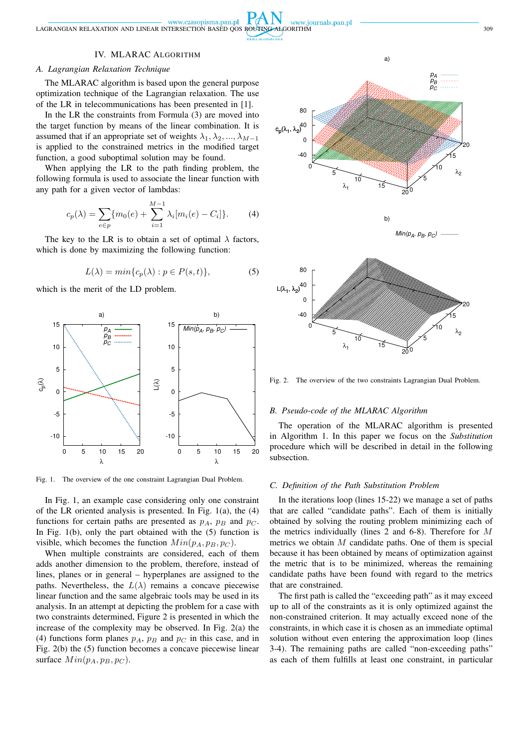## IV. MLARAC Algorithm

### A. Lagrangian Relaxation Technique

The MLARAC algorithm is based upon the general purpose optimization technique of the Lagrangian relaxation. The use of the LR in telecommunications has been presented in [1].

In the LR the constraints from Formula (3) are moved into the target function by means of the linear combination. It is assumed that if an appropriate set of weights $\lambda_1, \lambda_2, ..., \lambda_{M-1}$ is applied to the constrained metrics in the modified target function, a good suboptimal solution may be found.

When applying the LR to the path finding problem, the following formula is used to associate the linear function with any path for a given vector of lambdas:

$$c_p(\lambda) = \sum_{e \in p} \{m_0(e) + \sum_{i=1}^{M-1} \lambda_i [m_i(e) - C_i]\}. \quad (4)$$

The key to the LR is to obtain a set of optimal $\lambda$ factors, which is done by maximizing the following function:

$$L(\lambda) = min\{c_p(\lambda) : p \in P(s,t)\}, \quad (5)$$

which is the merit of the LD problem.

Fig. 1. The overview of the one constraint Lagrangian Dual Problem.

In Fig. 1, an example case considering only one constraint of the LR oriented analysis is presented. In Fig. 1(a), the (4) functions for certain paths are presented as $p_A$, $p_B$ and $p_C$. In Fig. 1(b), only the part obtained with the (5) function is visible, which becomes the function $Min(p_A, p_B, p_C)$.

When multiple constraints are considered, each of them adds another dimension to the problem, therefore, instead of lines, planes or in general – hyperplanes are assigned to the paths. Nevertheless, the $L(\lambda)$ remains a concave piecewise linear function and the same algebraic tools may be used in its analysis. In an attempt at depicting the problem for a case with two constraints considered, Figure 2 is presented in which the increase of the complexity may be observed. In Fig. 2(a) the (4) functions form planes $p_A$, $p_B$ and $p_C$ in this case, and in Fig. 2(b) the (5) function becomes a concave piecewise linear surface $Min(p_A, p_B, p_C)$.

Fig. 2. The overview of the two constraints Lagrangian Dual Problem.

### B. Pseudo-code of the MLARAC Algorithm

The operation of the MLARAC algorithm is presented in Algorithm 1. In this paper we focus on the *Substitution* procedure which will be described in detail in the following subsection.

### C. Definition of the Path Substitution Problem

In the iterations loop (lines 15-22) we manage a set of paths that are called "candidate paths". Each of them is initially obtained by solving the routing problem minimizing each of the metrics individually (lines 2 and 6-8). Therefore for $M$ metrics we obtain $M$ candidate paths. One of them is special because it has been obtained by means of optimization against the metric that is to be minimized, whereas the remaining candidate paths have been found with regard to the metrics that are constrained.

The first path is called the "exceeding path" as it may exceed up to all of the constraints as it is only optimized against the non-constrained criterion. It may actually exceed none of the constraints, in which case it is chosen as an immediate optimal solution without even entering the approximation loop (lines 3-4). The remaining paths are called "non-exceeding paths" as each of them fulfills at least one constraint, in particular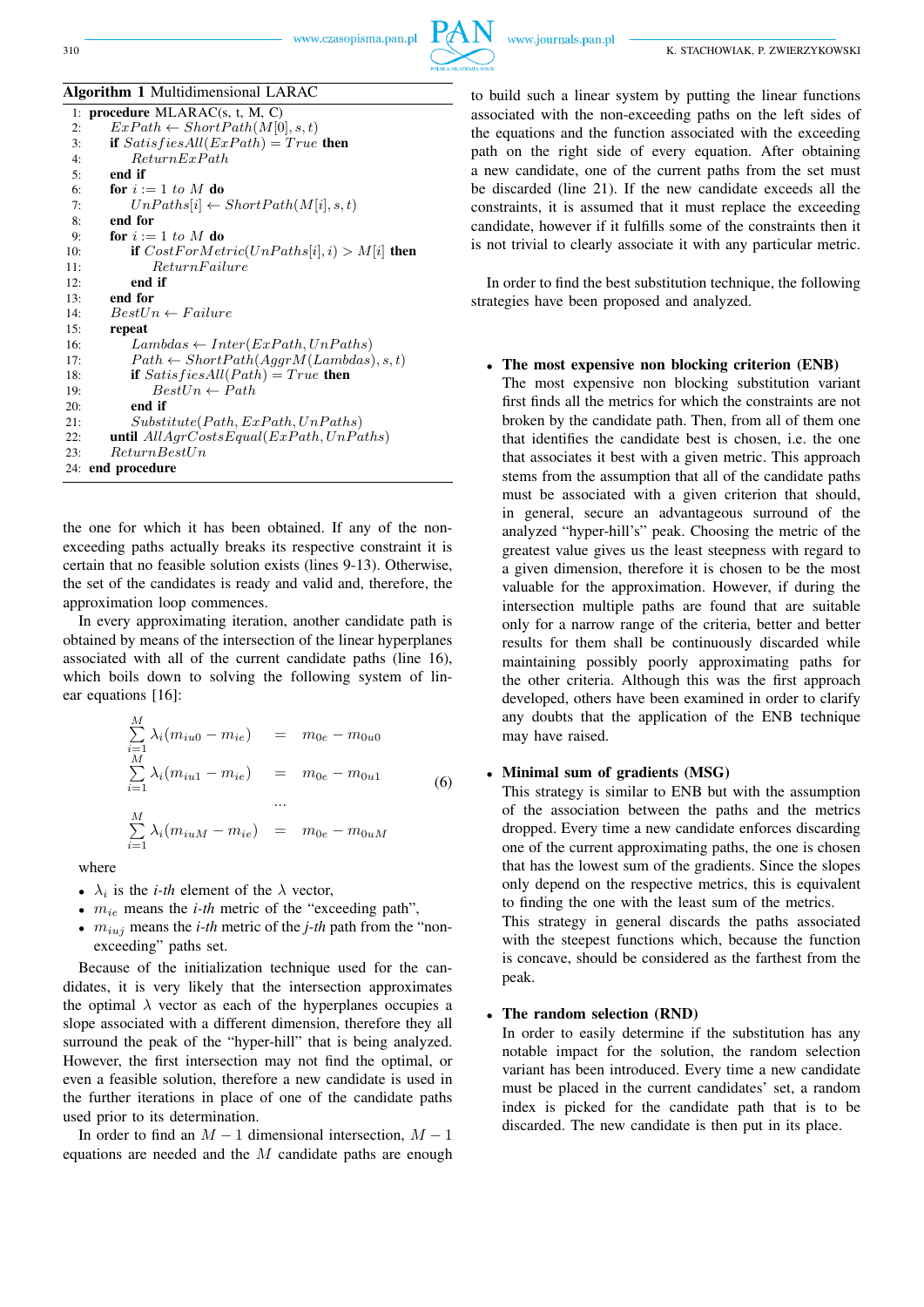**Algorithm 1** Multidimensional LARAC

```
1:  procedure MLARAC(s, t, M, C)
2:      ExPath ← ShortPath(M[0], s, t)
3:      if SatisfiesAll(ExPath) = True then
4:          ReturnExPath
5:      end if
6:      for i := 1 to M do
7:          UnPaths[i] ← ShortPath(M[i], s, t)
8:      end for
9:      for i := 1 to M do
10:         if CostForMetric(UnPaths[i], i) > M[i] then
11:             ReturnFailure
12:         end if
13:     end for
14:     BestUn ← Failure
15:     repeat
16:         Lambdas ← Inter(ExPath, UnPaths)
17:         Path ← ShortPath(AggrM(Lambdas), s, t)
18:         if SatisfiesAll(Path) = True then
19:             BestUn ← Path
20:         end if
21:         Substitute(Path, ExPath, UnPaths)
22:     until AllAgrCostsEqual(ExPath, UnPaths)
23:     ReturnBestUn
24: end procedure
```

the one for which it has been obtained. If any of the non-exceeding paths actually breaks its respective constraint it is certain that no feasible solution exists (lines 9-13). Otherwise, the set of the candidates is ready and valid and, therefore, the approximation loop commences.

In every approximating iteration, another candidate path is obtained by means of the intersection of the linear hyperplanes associated with all of the current candidate paths (line 16), which boils down to solving the following system of linear equations [16]:

$$
\begin{aligned}
\sum_{i=1}^{M} \lambda_i (m_{iu0} - m_{ie}) &= m_{0e} - m_{0u0} \\
\sum_{i=1}^{M} \lambda_i (m_{iu1} - m_{ie}) &= m_{0e} - m_{0u1} \\
&\dots \\
\sum_{i=1}^{M} \lambda_i (m_{iuM} - m_{ie}) &= m_{0e} - m_{0uM}
\end{aligned}
\tag{6}
$$

where

- $\lambda_i$ is the *i-th* element of the $\lambda$ vector,
- $m_{ie}$ means the *i-th* metric of the "exceeding path",
- $m_{iuj}$ means the *i-th* metric of the *j-th* path from the "non-exceeding" paths set.

Because of the initialization technique used for the candidates, it is very likely that the intersection approximates the optimal $\lambda$ vector as each of the hyperplanes occupies a slope associated with a different dimension, therefore they all surround the peak of the "hyper-hill" that is being analyzed. However, the first intersection may not find the optimal, or even a feasible solution, therefore a new candidate is used in the further iterations in place of one of the candidate paths used prior to its determination.

In order to find an $M-1$ dimensional intersection, $M-1$ equations are needed and the $M$ candidate paths are enough to build such a linear system by putting the linear functions associated with the non-exceeding paths on the left sides of the equations and the function associated with the exceeding path on the right side of every equation. After obtaining a new candidate, one of the current paths from the set must be discarded (line 21). If the new candidate exceeds all the constraints, it is assumed that it must replace the exceeding candidate, however if it fulfills some of the constraints then it is not trivial to clearly associate it with any particular metric.

In order to find the best substitution technique, the following strategies have been proposed and analyzed.

- **The most expensive non blocking criterion (ENB)**
  The most expensive non blocking substitution variant first finds all the metrics for which the constraints are not broken by the candidate path. Then, from all of them one that identifies the candidate best is chosen, i.e. the one that associates it best with a given metric. This approach stems from the assumption that all of the candidate paths must be associated with a given criterion that should, in general, secure an advantageous surround of the analyzed "hyper-hill's" peak. Choosing the metric of the greatest value gives us the least steepness with regard to a given dimension, therefore it is chosen to be the most valuable for the approximation. However, if during the intersection multiple paths are found that are suitable only for a narrow range of the criteria, better and better results for them shall be continuously discarded while maintaining possibly poorly approximating paths for the other criteria. Although this was the first approach developed, others have been examined in order to clarify any doubts that the application of the ENB technique may have raised.

- **Minimal sum of gradients (MSG)**
  This strategy is similar to ENB but with the assumption of the association between the paths and the metrics dropped. Every time a new candidate enforces discarding one of the current approximating paths, the one is chosen that has the lowest sum of the gradients. Since the slopes only depend on the respective metrics, this is equivalent to finding the one with the least sum of the metrics.
  This strategy in general discards the paths associated with the steepest functions which, because the function is concave, should be considered as the farthest from the peak.

- **The random selection (RND)**
  In order to easily determine if the substitution has any notable impact for the solution, the random selection variant has been introduced. Every time a new candidate must be placed in the current candidates' set, a random index is picked for the candidate path that is to be discarded. The new candidate is then put in its place.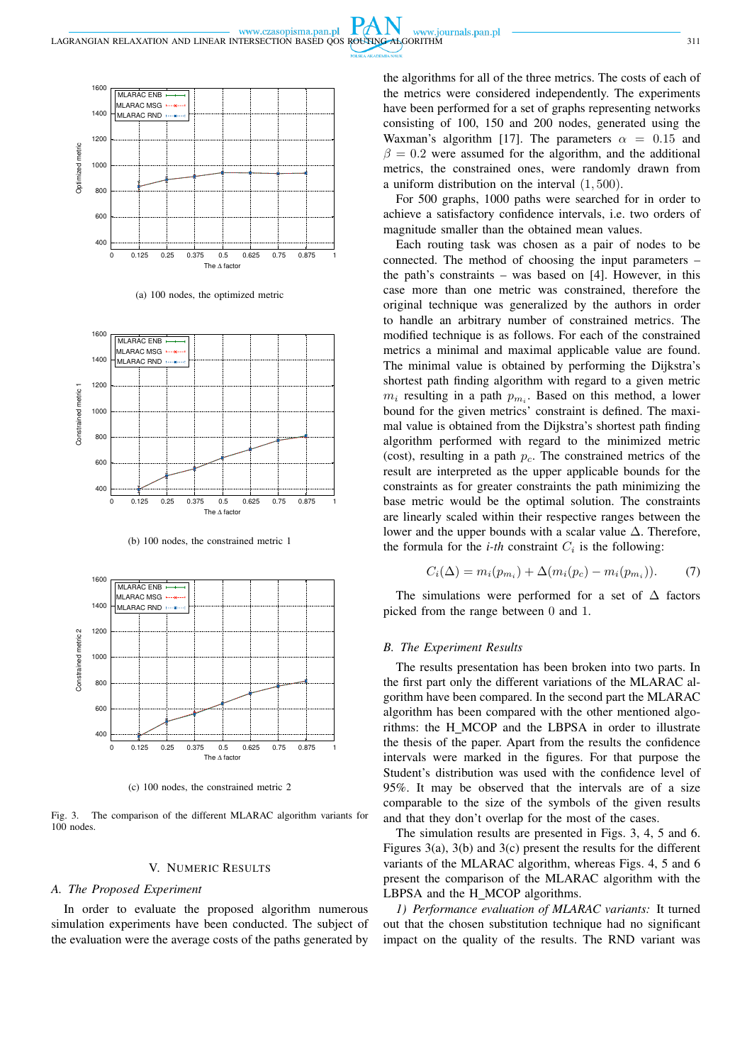(a) 100 nodes, the optimized metric

(b) 100 nodes, the constrained metric 1

(c) 100 nodes, the constrained metric 2

Fig. 3. The comparison of the different MLARAC algorithm variants for 100 nodes.

## V. Numeric Results

### A. The Proposed Experiment

In order to evaluate the proposed algorithm numerous simulation experiments have been conducted. The subject of the evaluation were the average costs of the paths generated by the algorithms for all of the three metrics. The costs of each of the metrics were considered independently. The experiments have been performed for a set of graphs representing networks consisting of 100, 150 and 200 nodes, generated using the Waxman's algorithm [17]. The parameters $\alpha = 0.15$ and $\beta = 0.2$ were assumed for the algorithm, and the additional metrics, the constrained ones, were randomly drawn from a uniform distribution on the interval $(1, 500)$.

For 500 graphs, 1000 paths were searched for in order to achieve a satisfactory confidence intervals, i.e. two orders of magnitude smaller than the obtained mean values.

Each routing task was chosen as a pair of nodes to be connected. The method of choosing the input parameters – the path's constraints – was based on [4]. However, in this case more than one metric was constrained, therefore the original technique was generalized by the authors in order to handle an arbitrary number of constrained metrics. The modified technique is as follows. For each of the constrained metrics a minimal and maximal applicable value are found. The minimal value is obtained by performing the Dijkstra's shortest path finding algorithm with regard to a given metric $m_i$ resulting in a path $p_{m_i}$. Based on this method, a lower bound for the given metrics' constraint is defined. The maximal value is obtained from the Dijkstra's shortest path finding algorithm performed with regard to the minimized metric (cost), resulting in a path $p_c$. The constrained metrics of the result are interpreted as the upper applicable bounds for the constraints as for greater constraints the path minimizing the base metric would be the optimal solution. The constraints are linearly scaled within their respective ranges between the lower and the upper bounds with a scalar value $\Delta$. Therefore, the formula for the *i-th* constraint $C_i$ is the following:

$$C_i(\Delta) = m_i(p_{m_i}) + \Delta(m_i(p_c) - m_i(p_{m_i})). \qquad (7)$$

The simulations were performed for a set of $\Delta$ factors picked from the range between 0 and 1.

### B. The Experiment Results

The results presentation has been broken into two parts. In the first part only the different variations of the MLARAC algorithm have been compared. In the second part the MLARAC algorithm has been compared with the other mentioned algorithms: the H_MCOP and the LBPSA in order to illustrate the thesis of the paper. Apart from the results the confidence intervals were marked in the figures. For that purpose the Student's distribution was used with the confidence level of 95%. It may be observed that the intervals are of a size comparable to the size of the symbols of the given results and that they don't overlap for the most of the cases.

The simulation results are presented in Figs. 3, 4, 5 and 6. Figures 3(a), 3(b) and 3(c) present the results for the different variants of the MLARAC algorithm, whereas Figs. 4, 5 and 6 present the comparison of the MLARAC algorithm with the LBPSA and the H_MCOP algorithms.

*1) Performance evaluation of MLARAC variants:* It turned out that the chosen substitution technique had no significant impact on the quality of the results. The RND variant was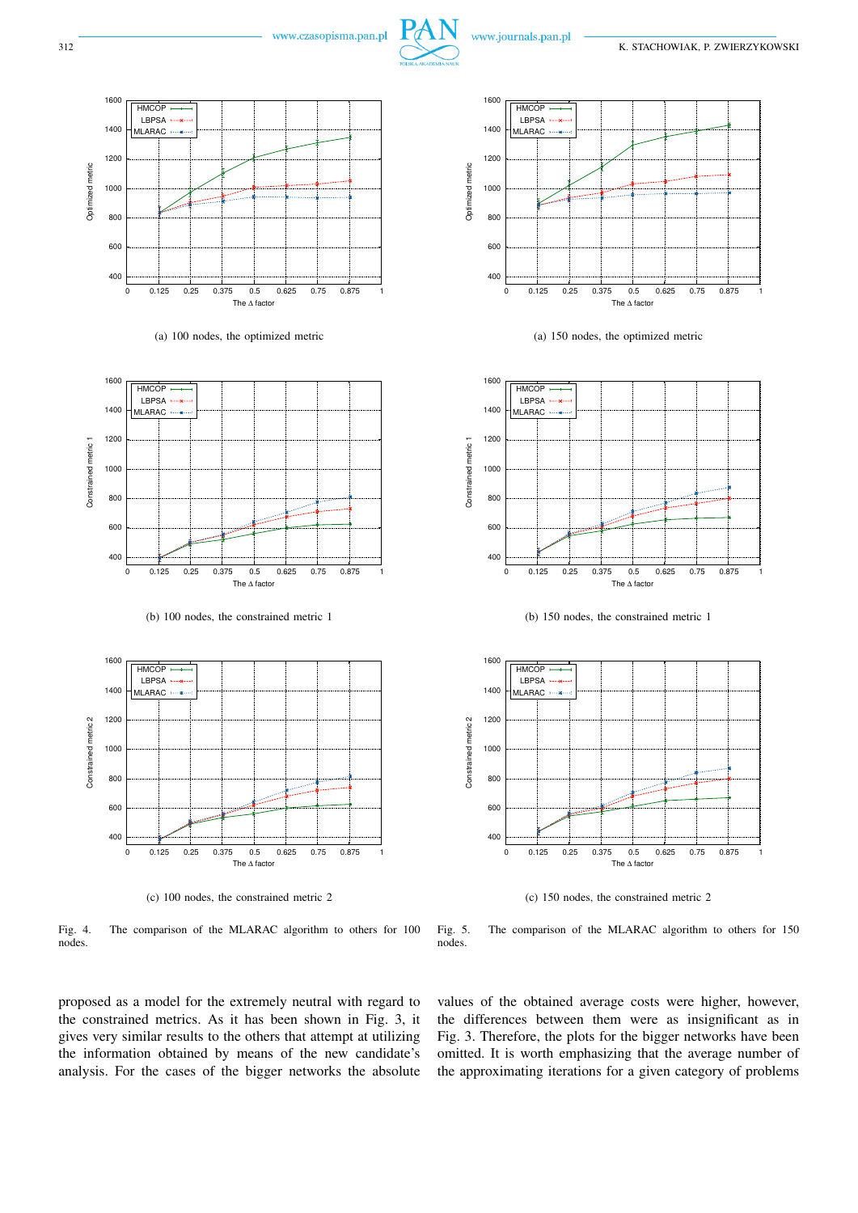(a) 100 nodes, the optimized metric

(b) 100 nodes, the constrained metric 1

(c) 100 nodes, the constrained metric 2

Fig. 4. The comparison of the MLARAC algorithm to others for 100 nodes.

(a) 150 nodes, the optimized metric

(b) 150 nodes, the constrained metric 1

(c) 150 nodes, the constrained metric 2

Fig. 5. The comparison of the MLARAC algorithm to others for 150 nodes.

proposed as a model for the extremely neutral with regard to the constrained metrics. As it has been shown in Fig. 3, it gives very similar results to the others that attempt at utilizing the information obtained by means of the new candidate's analysis. For the cases of the bigger networks the absolute values of the obtained average costs were higher, however, the differences between them were as insignificant as in Fig. 3. Therefore, the plots for the bigger networks have been omitted. It is worth emphasizing that the average number of the approximating iterations for a given category of problems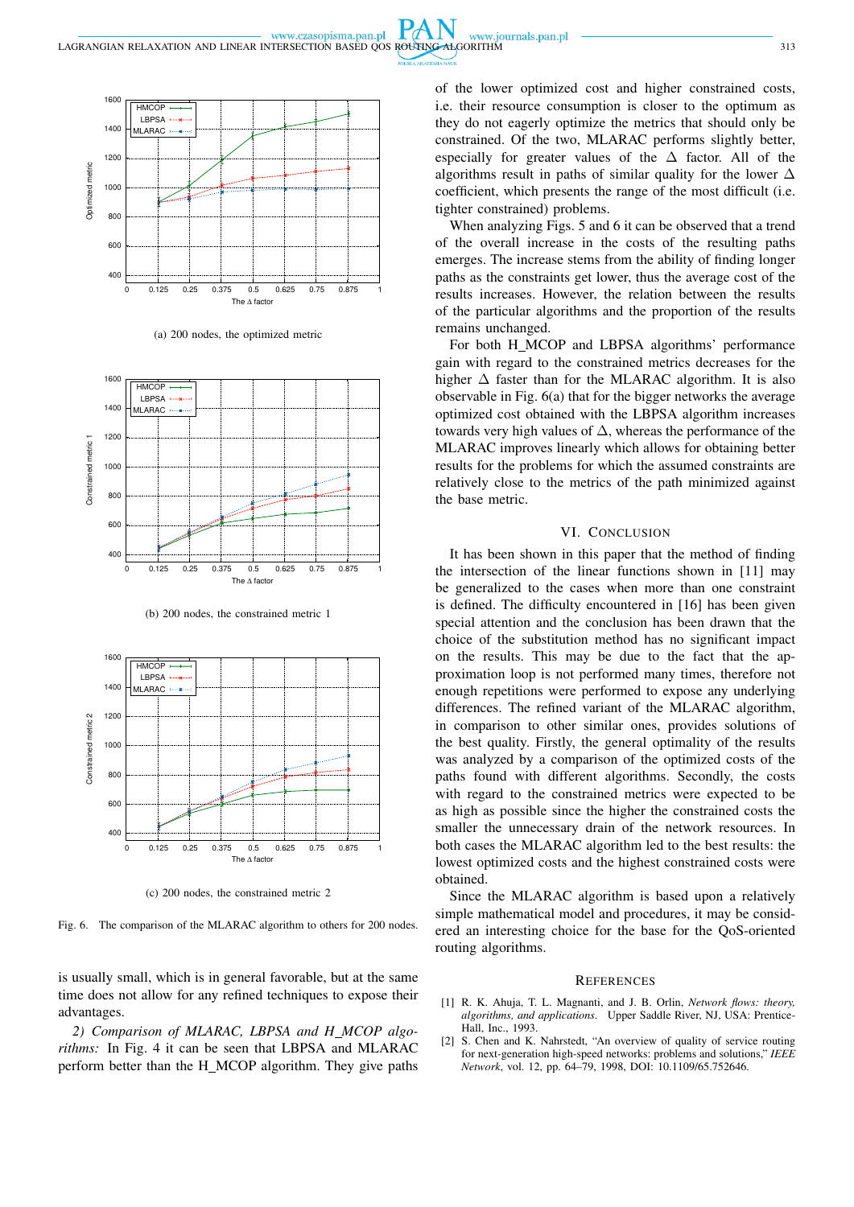1600
HMCOP
LBPSA
MLARAC
1400
1200
1000
800
600
400
Optimized metric
0 0.125 0.25 0.375 0.5 0.625 0.75 0.875 1
The Δ factor

(a) 200 nodes, the optimized metric

1600
HMCOP
LBPSA
MLARAC
1400
1200
1000
800
600
400
Constrained metric 1
0 0.125 0.25 0.375 0.5 0.625 0.75 0.875 1
The Δ factor

(b) 200 nodes, the constrained metric 1

1600
HMCOP
LBPSA
MLARAC
1400
1200
1000
800
600
400
Constrained metric 2
0 0.125 0.25 0.375 0.5 0.625 0.75 0.875 1
The Δ factor

(c) 200 nodes, the constrained metric 2

Fig. 6. The comparison of the MLARAC algorithm to others for 200 nodes.

is usually small, which is in general favorable, but at the same time does not allow for any refined techniques to expose their advantages.

*2) Comparison of MLARAC, LBPSA and H_MCOP algorithms:* In Fig. 4 it can be seen that LBPSA and MLARAC perform better than the H_MCOP algorithm. They give paths of the lower optimized cost and higher constrained costs, i.e. their resource consumption is closer to the optimum as they do not eagerly optimize the metrics that should only be constrained. Of the two, MLARAC performs slightly better, especially for greater values of the $\Delta$ factor. All of the algorithms result in paths of similar quality for the lower $\Delta$ coefficient, which presents the range of the most difficult (i.e. tighter constrained) problems.

When analyzing Figs. 5 and 6 it can be observed that a trend of the overall increase in the costs of the resulting paths emerges. The increase stems from the ability of finding longer paths as the constraints get lower, thus the average cost of the results increases. However, the relation between the results of the particular algorithms and the proportion of the results remains unchanged.

For both H_MCOP and LBPSA algorithms' performance gain with regard to the constrained metrics decreases for the higher $\Delta$ faster than for the MLARAC algorithm. It is also observable in Fig. 6(a) that for the bigger networks the average optimized cost obtained with the LBPSA algorithm increases towards very high values of $\Delta$, whereas the performance of the MLARAC improves linearly which allows for obtaining better results for the problems for which the assumed constraints are relatively close to the metrics of the path minimized against the base metric.

## VI. Conclusion

It has been shown in this paper that the method of finding the intersection of the linear functions shown in [11] may be generalized to the cases when more than one constraint is defined. The difficulty encountered in [16] has been given special attention and the conclusion has been drawn that the choice of the substitution method has no significant impact on the results. This may be due to the fact that the approximation loop is not performed many times, therefore not enough repetitions were performed to expose any underlying differences. The refined variant of the MLARAC algorithm, in comparison to other similar ones, provides solutions of the best quality. Firstly, the general optimality of the results was analyzed by a comparison of the optimized costs of the paths found with different algorithms. Secondly, the costs with regard to the constrained metrics were expected to be as high as possible since the higher the constrained costs the smaller the unnecessary drain of the network resources. In both cases the MLARAC algorithm led to the best results: the lowest optimized costs and the highest constrained costs were obtained.

Since the MLARAC algorithm is based upon a relatively simple mathematical model and procedures, it may be considered an interesting choice for the base for the QoS-oriented routing algorithms.

## References

[1] R. K. Ahuja, T. L. Magnanti, and J. B. Orlin, *Network flows: theory, algorithms, and applications*. Upper Saddle River, NJ, USA: Prentice-Hall, Inc., 1993.

[2] S. Chen and K. Nahrstedt, "An overview of quality of service routing for next-generation high-speed networks: problems and solutions," *IEEE Network*, vol. 12, pp. 64–79, 1998, DOI: 10.1109/65.752646.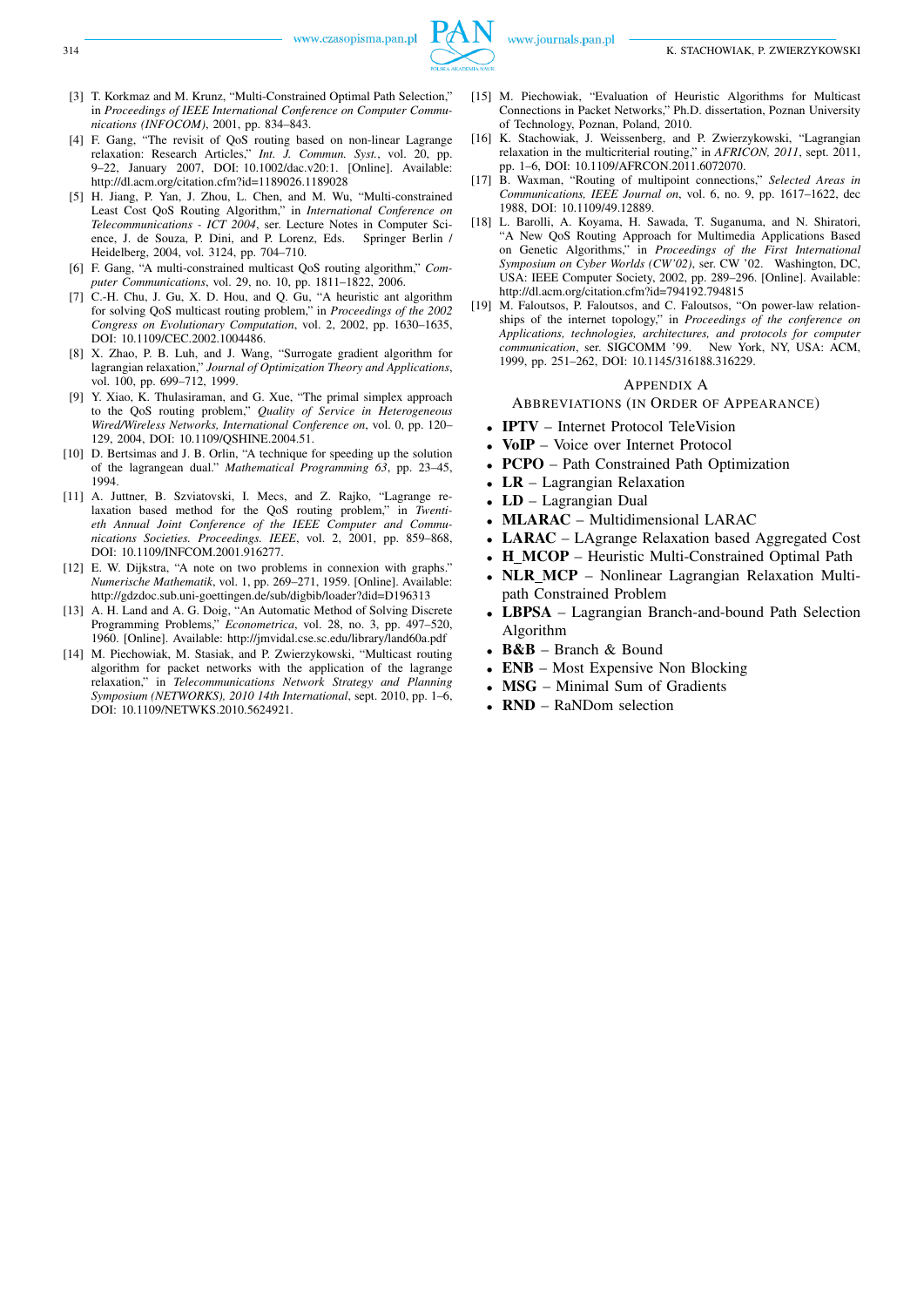[3] T. Korkmaz and M. Krunz, "Multi-Constrained Optimal Path Selection," in *Proceedings of IEEE International Conference on Computer Communications (INFOCOM)*, 2001, pp. 834–843.

[4] F. Gang, "The revisit of QoS routing based on non-linear Lagrange relaxation: Research Articles," *Int. J. Commun. Syst.*, vol. 20, pp. 9–22, January 2007, DOI: 10.1002/dac.v20:1. [Online]. Available: http://dl.acm.org/citation.cfm?id=1189026.1189028

[5] H. Jiang, P. Yan, J. Zhou, L. Chen, and M. Wu, "Multi-constrained Least Cost QoS Routing Algorithm," in *International Conference on Telecommunications - ICT 2004*, ser. Lecture Notes in Computer Science, J. de Souza, P. Dini, and P. Lorenz, Eds. Springer Berlin / Heidelberg, 2004, vol. 3124, pp. 704–710.

[6] F. Gang, "A multi-constrained multicast QoS routing algorithm," *Computer Communications*, vol. 29, no. 10, pp. 1811–1822, 2006.

[7] C.-H. Chu, J. Gu, X. D. Hou, and Q. Gu, "A heuristic ant algorithm for solving QoS multicast routing problem," in *Proceedings of the 2002 Congress on Evolutionary Computation*, vol. 2, 2002, pp. 1630–1635, DOI: 10.1109/CEC.2002.1004486.

[8] X. Zhao, P. B. Luh, and J. Wang, "Surrogate gradient algorithm for lagrangian relaxation," *Journal of Optimization Theory and Applications*, vol. 100, pp. 699–712, 1999.

[9] Y. Xiao, K. Thulasiraman, and G. Xue, "The primal simplex approach to the QoS routing problem," *Quality of Service in Heterogeneous Wired/Wireless Networks, International Conference on*, vol. 0, pp. 120–129, 2004, DOI: 10.1109/QSHINE.2004.51.

[10] D. Bertsimas and J. B. Orlin, "A technique for speeding up the solution of the lagrangean dual." *Mathematical Programming 63*, pp. 23–45, 1994.

[11] A. Juttner, B. Szviatovski, I. Mecs, and Z. Rajko, "Lagrange relaxation based method for the QoS routing problem," in *Twentieth Annual Joint Conference of the IEEE Computer and Communications Societies. Proceedings. IEEE*, vol. 2, 2001, pp. 859–868, DOI: 10.1109/INFCOM.2001.916277.

[12] E. W. Dijkstra, "A note on two problems in connexion with graphs." *Numerische Mathematik*, vol. 1, pp. 269–271, 1959. [Online]. Available: http://gdzdoc.sub.uni-goettingen.de/sub/digbib/loader?did=D196313

[13] A. H. Land and A. G. Doig, "An Automatic Method of Solving Discrete Programming Problems," *Econometrica*, vol. 28, no. 3, pp. 497–520, 1960. [Online]. Available: http://jmvidal.cse.sc.edu/library/land60a.pdf

[14] M. Piechowiak, M. Stasiak, and P. Zwierzykowski, "Multicast routing algorithm for packet networks with the application of the lagrange relaxation," in *Telecommunications Network Strategy and Planning Symposium (NETWORKS), 2010 14th International*, sept. 2010, pp. 1–6, DOI: 10.1109/NETWKS.2010.5624921.

[15] M. Piechowiak, "Evaluation of Heuristic Algorithms for Multicast Connections in Packet Networks," Ph.D. dissertation, Poznan University of Technology, Poznan, Poland, 2010.

[16] K. Stachowiak, J. Weissenberg, and P. Zwierzykowski, "Lagrangian relaxation in the multicriterial routing," in *AFRICON, 2011*, sept. 2011, pp. 1–6, DOI: 10.1109/AFRCON.2011.6072070.

[17] B. Waxman, "Routing of multipoint connections," *Selected Areas in Communications, IEEE Journal on*, vol. 6, no. 9, pp. 1617–1622, dec 1988, DOI: 10.1109/49.12889.

[18] L. Barolli, A. Koyama, H. Sawada, T. Suganuma, and N. Shiratori, "A New QoS Routing Approach for Multimedia Applications Based on Genetic Algorithms," in *Proceedings of the First International Symposium on Cyber Worlds (CW'02)*, ser. CW '02. Washington, DC, USA: IEEE Computer Society, 2002, pp. 289–296. [Online]. Available: http://dl.acm.org/citation.cfm?id=794192.794815

[19] M. Faloutsos, P. Faloutsos, and C. Faloutsos, "On power-law relationships of the internet topology," in *Proceedings of the conference on Applications, technologies, architectures, and protocols for computer communication*, ser. SIGCOMM '99. New York, NY, USA: ACM, 1999, pp. 251–262, DOI: 10.1145/316188.316229.

## Appendix A
### Abbreviations (in Order of Appearance)

- **IPTV** – Internet Protocol TeleVision
- **VoIP** – Voice over Internet Protocol
- **PCPO** – Path Constrained Path Optimization
- **LR** – Lagrangian Relaxation
- **LD** – Lagrangian Dual
- **MLARAC** – Multidimensional LARAC
- **LARAC** – LAgrange Relaxation based Aggregated Cost
- **H_MCOP** – Heuristic Multi-Constrained Optimal Path
- **NLR_MCP** – Nonlinear Lagrangian Relaxation Multi-path Constrained Problem
- **LBPSA** – Lagrangian Branch-and-bound Path Selection Algorithm
- **B&B** – Branch & Bound
- **ENB** – Most Expensive Non Blocking
- **MSG** – Minimal Sum of Gradients
- **RND** – RaNDom selection